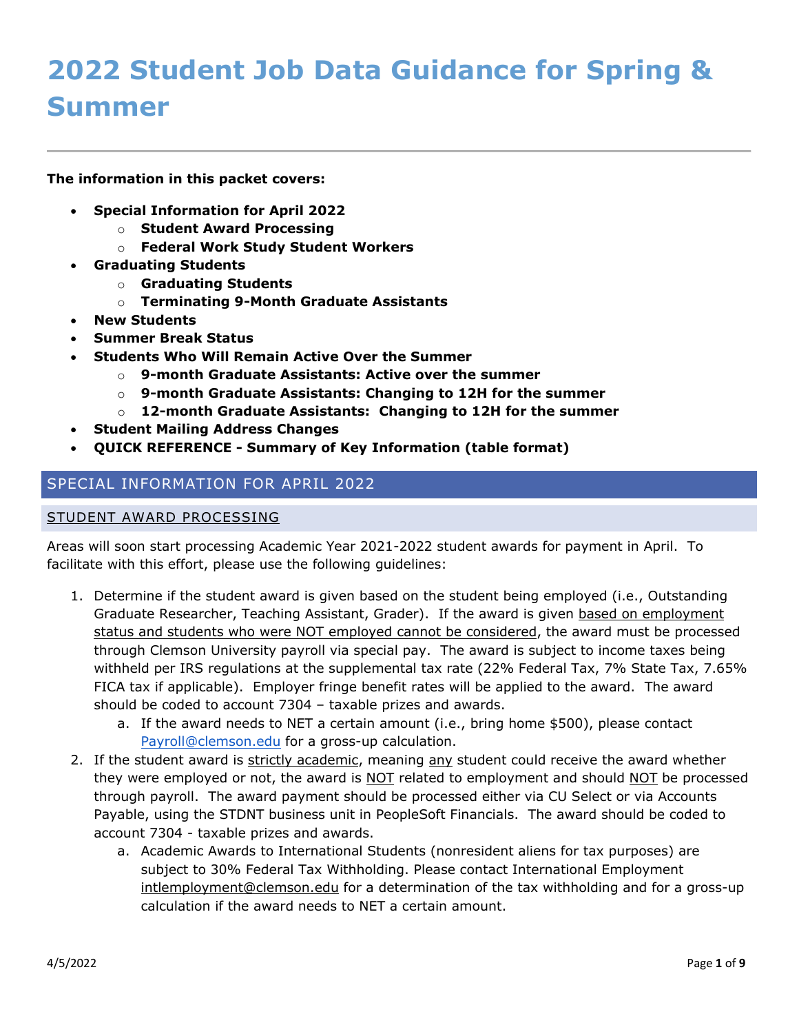# 2022 Student Job Data Guidance for Spring & Summer

**The information in this packet covers:**

- **Special Information for April 2022**
  - **Student Award Processing**
  - **Federal Work Study Student Workers**
- **Graduating Students**
  - **Graduating Students**
  - **Terminating 9-Month Graduate Assistants**
- **New Students**
- **Summer Break Status**
- **Students Who Will Remain Active Over the Summer**
  - **9-month Graduate Assistants: Active over the summer**
  - **9-month Graduate Assistants: Changing to 12H for the summer**
  - **12-month Graduate Assistants: Changing to 12H for the summer**
- **Student Mailing Address Changes**
- **QUICK REFERENCE - Summary of Key Information (table format)**

## SPECIAL INFORMATION FOR APRIL 2022

### STUDENT AWARD PROCESSING

Areas will soon start processing Academic Year 2021-2022 student awards for payment in April. To facilitate with this effort, please use the following guidelines:

1. Determine if the student award is given based on the student being employed (i.e., Outstanding Graduate Researcher, Teaching Assistant, Grader). If the award is given based on employment status and students who were NOT employed cannot be considered, the award must be processed through Clemson University payroll via special pay. The award is subject to income taxes being withheld per IRS regulations at the supplemental tax rate (22% Federal Tax, 7% State Tax, 7.65% FICA tax if applicable). Employer fringe benefit rates will be applied to the award. The award should be coded to account 7304 – taxable prizes and awards.
   a. If the award needs to NET a certain amount (i.e., bring home $500), please contact Payroll@clemson.edu for a gross-up calculation.
2. If the student award is strictly academic, meaning any student could receive the award whether they were employed or not, the award is NOT related to employment and should NOT be processed through payroll. The award payment should be processed either via CU Select or via Accounts Payable, using the STDNT business unit in PeopleSoft Financials. The award should be coded to account 7304 - taxable prizes and awards.
   a. Academic Awards to International Students (nonresident aliens for tax purposes) are subject to 30% Federal Tax Withholding. Please contact International Employment intlemployment@clemson.edu for a determination of the tax withholding and for a gross-up calculation if the award needs to NET a certain amount.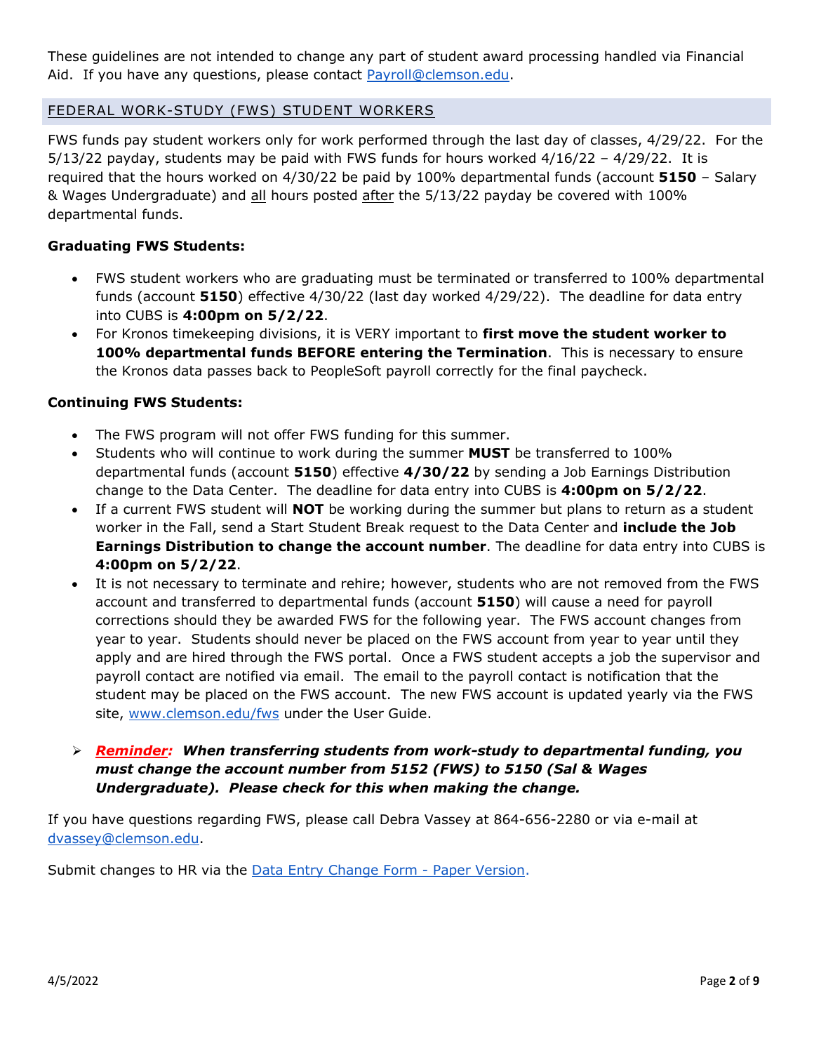These guidelines are not intended to change any part of student award processing handled via Financial Aid. If you have any questions, please contact [Payroll@clemson.edu](mailto:Payroll@clemson.edu).

## FEDERAL WORK-STUDY (FWS) STUDENT WORKERS

FWS funds pay student workers only for work performed through the last day of classes, 4/29/22. For the 5/13/22 payday, students may be paid with FWS funds for hours worked 4/16/22 – 4/29/22. It is required that the hours worked on 4/30/22 be paid by 100% departmental funds (account **5150** – Salary & Wages Undergraduate) and all hours posted after the 5/13/22 payday be covered with 100% departmental funds.

### Graduating FWS Students:

- FWS student workers who are graduating must be terminated or transferred to 100% departmental funds (account **5150**) effective 4/30/22 (last day worked 4/29/22). The deadline for data entry into CUBS is **4:00pm on 5/2/22**.
- For Kronos timekeeping divisions, it is VERY important to **first move the student worker to 100% departmental funds BEFORE entering the Termination**. This is necessary to ensure the Kronos data passes back to PeopleSoft payroll correctly for the final paycheck.

### Continuing FWS Students:

- The FWS program will not offer FWS funding for this summer.
- Students who will continue to work during the summer **MUST** be transferred to 100% departmental funds (account **5150**) effective **4/30/22** by sending a Job Earnings Distribution change to the Data Center. The deadline for data entry into CUBS is **4:00pm on 5/2/22**.
- If a current FWS student will **NOT** be working during the summer but plans to return as a student worker in the Fall, send a Start Student Break request to the Data Center and **include the Job Earnings Distribution to change the account number**. The deadline for data entry into CUBS is **4:00pm on 5/2/22**.
- It is not necessary to terminate and rehire; however, students who are not removed from the FWS account and transferred to departmental funds (account **5150**) will cause a need for payroll corrections should they be awarded FWS for the following year. The FWS account changes from year to year. Students should never be placed on the FWS account from year to year until they apply and are hired through the FWS portal. Once a FWS student accepts a job the supervisor and payroll contact are notified via email. The email to the payroll contact is notification that the student may be placed on the FWS account. The new FWS account is updated yearly via the FWS site, [www.clemson.edu/fws](http://www.clemson.edu/fws) under the User Guide.

> ***Reminder:*** ***When transferring students from work-study to departmental funding, you must change the account number from 5152 (FWS) to 5150 (Sal & Wages Undergraduate). Please check for this when making the change.***

If you have questions regarding FWS, please call Debra Vassey at 864-656-2280 or via e-mail at [dvassey@clemson.edu](mailto:dvassey@clemson.edu).

Submit changes to HR via the [Data Entry Change Form - Paper Version](#).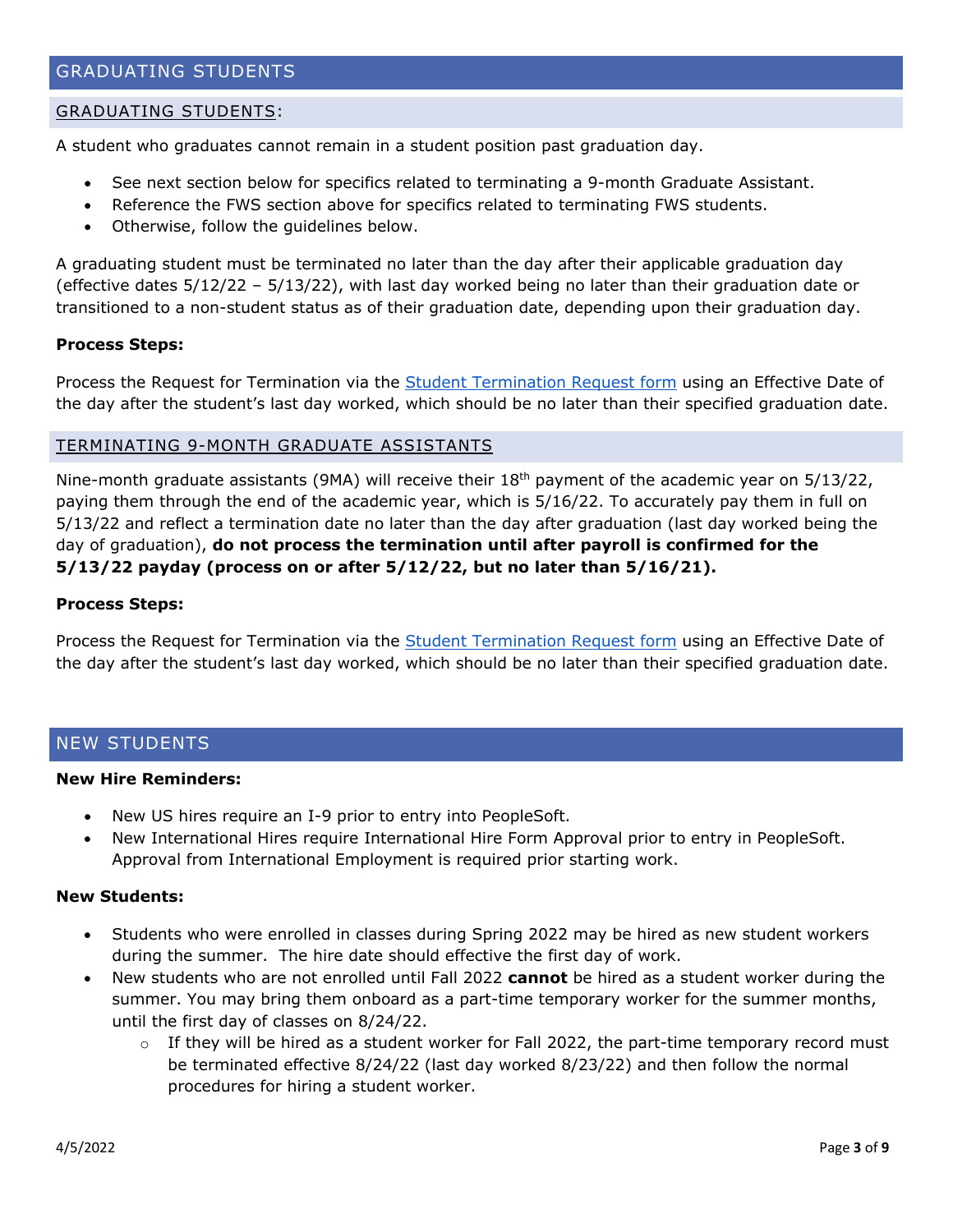# GRADUATING STUDENTS

## GRADUATING STUDENTS:

A student who graduates cannot remain in a student position past graduation day.

- See next section below for specifics related to terminating a 9-month Graduate Assistant.
- Reference the FWS section above for specifics related to terminating FWS students.
- Otherwise, follow the guidelines below.

A graduating student must be terminated no later than the day after their applicable graduation day (effective dates 5/12/22 – 5/13/22), with last day worked being no later than their graduation date or transitioned to a non-student status as of their graduation date, depending upon their graduation day.

**Process Steps:**

Process the Request for Termination via the Student Termination Request form using an Effective Date of the day after the student's last day worked, which should be no later than their specified graduation date.

## TERMINATING 9-MONTH GRADUATE ASSISTANTS

Nine-month graduate assistants (9MA) will receive their 18th payment of the academic year on 5/13/22, paying them through the end of the academic year, which is 5/16/22. To accurately pay them in full on 5/13/22 and reflect a termination date no later than the day after graduation (last day worked being the day of graduation), **do not process the termination until after payroll is confirmed for the 5/13/22 payday (process on or after 5/12/22, but no later than 5/16/21).**

**Process Steps:**

Process the Request for Termination via the Student Termination Request form using an Effective Date of the day after the student's last day worked, which should be no later than their specified graduation date.

# NEW STUDENTS

**New Hire Reminders:**

- New US hires require an I-9 prior to entry into PeopleSoft.
- New International Hires require International Hire Form Approval prior to entry in PeopleSoft. Approval from International Employment is required prior starting work.

**New Students:**

- Students who were enrolled in classes during Spring 2022 may be hired as new student workers during the summer. The hire date should effective the first day of work.
- New students who are not enrolled until Fall 2022 **cannot** be hired as a student worker during the summer. You may bring them onboard as a part-time temporary worker for the summer months, until the first day of classes on 8/24/22.
  - If they will be hired as a student worker for Fall 2022, the part-time temporary record must be terminated effective 8/24/22 (last day worked 8/23/22) and then follow the normal procedures for hiring a student worker.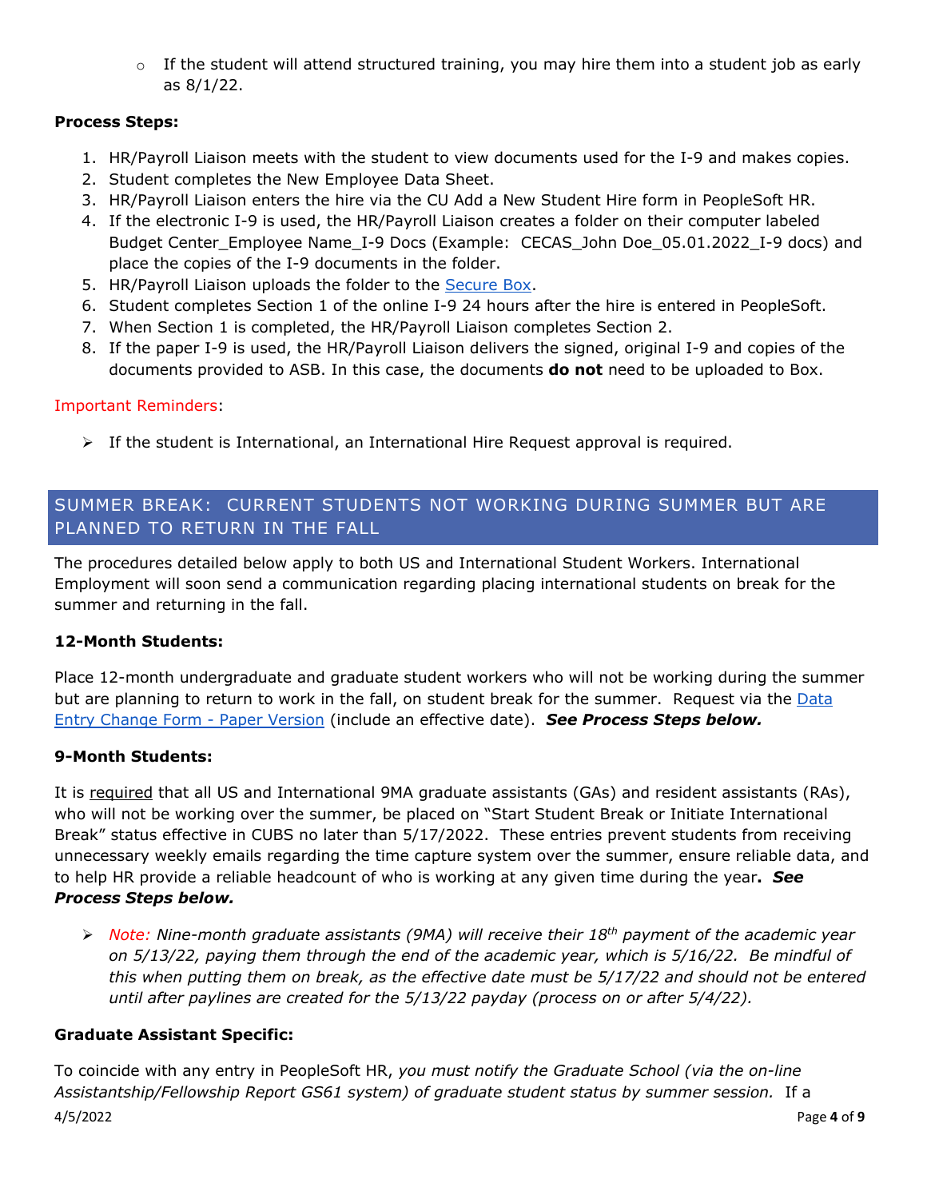- If the student will attend structured training, you may hire them into a student job as early as 8/1/22.

**Process Steps:**

1. HR/Payroll Liaison meets with the student to view documents used for the I-9 and makes copies.
2. Student completes the New Employee Data Sheet.
3. HR/Payroll Liaison enters the hire via the CU Add a New Student Hire form in PeopleSoft HR.
4. If the electronic I-9 is used, the HR/Payroll Liaison creates a folder on their computer labeled Budget Center_Employee Name_I-9 Docs (Example: CECAS_John Doe_05.01.2022_I-9 docs) and place the copies of the I-9 documents in the folder.
5. HR/Payroll Liaison uploads the folder to the Secure Box.
6. Student completes Section 1 of the online I-9 24 hours after the hire is entered in PeopleSoft.
7. When Section 1 is completed, the HR/Payroll Liaison completes Section 2.
8. If the paper I-9 is used, the HR/Payroll Liaison delivers the signed, original I-9 and copies of the documents provided to ASB. In this case, the documents **do not** need to be uploaded to Box.

Important Reminders:

- If the student is International, an International Hire Request approval is required.

## SUMMER BREAK: CURRENT STUDENTS NOT WORKING DURING SUMMER BUT ARE PLANNED TO RETURN IN THE FALL

The procedures detailed below apply to both US and International Student Workers. International Employment will soon send a communication regarding placing international students on break for the summer and returning in the fall.

**12-Month Students:**

Place 12-month undergraduate and graduate student workers who will not be working during the summer but are planning to return to work in the fall, on student break for the summer. Request via the Data Entry Change Form - Paper Version (include an effective date). ***See Process Steps below.***

**9-Month Students:**

It is required that all US and International 9MA graduate assistants (GAs) and resident assistants (RAs), who will not be working over the summer, be placed on "Start Student Break or Initiate International Break" status effective in CUBS no later than 5/17/2022. These entries prevent students from receiving unnecessary weekly emails regarding the time capture system over the summer, ensure reliable data, and to help HR provide a reliable headcount of who is working at any given time during the year. ***See Process Steps below.***

- *Note: Nine-month graduate assistants (9MA) will receive their 18th payment of the academic year on 5/13/22, paying them through the end of the academic year, which is 5/16/22. Be mindful of this when putting them on break, as the effective date must be 5/17/22 and should not be entered until after paylines are created for the 5/13/22 payday (process on or after 5/4/22).*

**Graduate Assistant Specific:**

To coincide with any entry in PeopleSoft HR, *you must notify the Graduate School (via the on-line Assistantship/Fellowship Report GS61 system) of graduate student status by summer session.* If a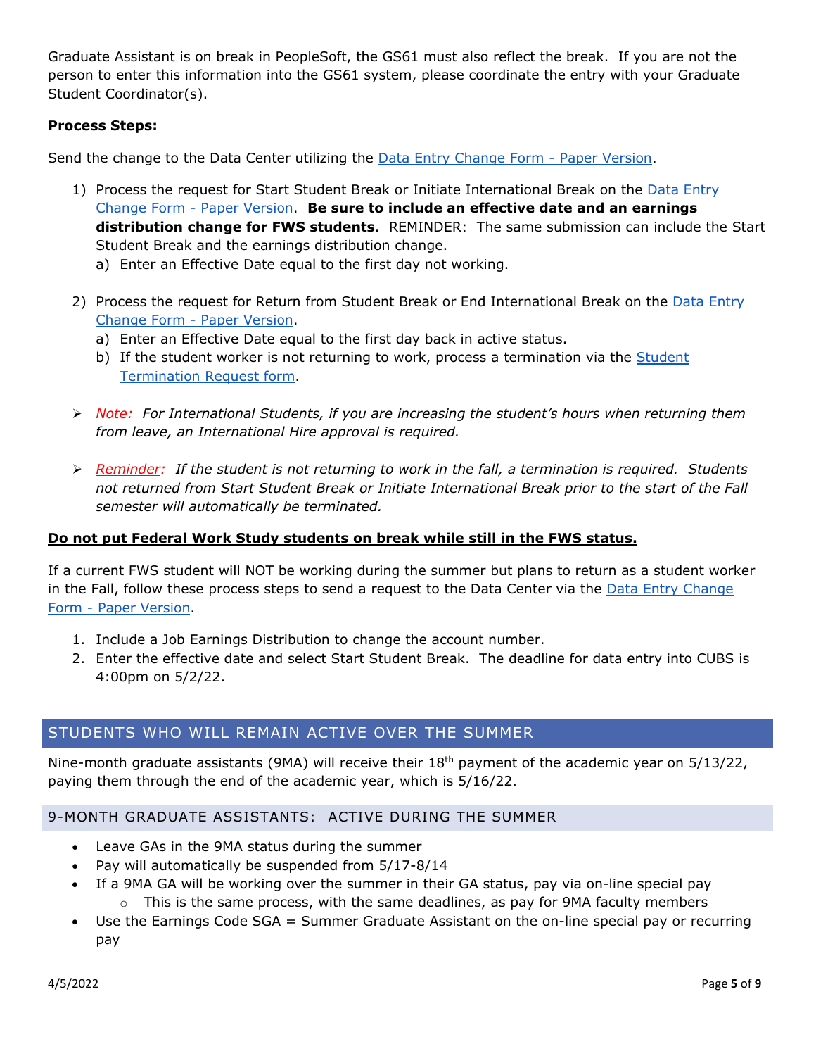Graduate Assistant is on break in PeopleSoft, the GS61 must also reflect the break. If you are not the person to enter this information into the GS61 system, please coordinate the entry with your Graduate Student Coordinator(s).

**Process Steps:**

Send the change to the Data Center utilizing the Data Entry Change Form - Paper Version.

1) Process the request for Start Student Break or Initiate International Break on the Data Entry Change Form - Paper Version. **Be sure to include an effective date and an earnings distribution change for FWS students.** REMINDER: The same submission can include the Start Student Break and the earnings distribution change.
   a) Enter an Effective Date equal to the first day not working.

2) Process the request for Return from Student Break or End International Break on the Data Entry Change Form - Paper Version.
   a) Enter an Effective Date equal to the first day back in active status.
   b) If the student worker is not returning to work, process a termination via the Student Termination Request form.

- *Note: For International Students, if you are increasing the student's hours when returning them from leave, an International Hire approval is required.*

- *Reminder: If the student is not returning to work in the fall, a termination is required. Students not returned from Start Student Break or Initiate International Break prior to the start of the Fall semester will automatically be terminated.*

**Do not put Federal Work Study students on break while still in the FWS status.**

If a current FWS student will NOT be working during the summer but plans to return as a student worker in the Fall, follow these process steps to send a request to the Data Center via the Data Entry Change Form - Paper Version.

1. Include a Job Earnings Distribution to change the account number.
2. Enter the effective date and select Start Student Break. The deadline for data entry into CUBS is 4:00pm on 5/2/22.

## STUDENTS WHO WILL REMAIN ACTIVE OVER THE SUMMER

Nine-month graduate assistants (9MA) will receive their 18th payment of the academic year on 5/13/22, paying them through the end of the academic year, which is 5/16/22.

### 9-MONTH GRADUATE ASSISTANTS: ACTIVE DURING THE SUMMER

- Leave GAs in the 9MA status during the summer
- Pay will automatically be suspended from 5/17-8/14
- If a 9MA GA will be working over the summer in their GA status, pay via on-line special pay
  - This is the same process, with the same deadlines, as pay for 9MA faculty members
- Use the Earnings Code SGA = Summer Graduate Assistant on the on-line special pay or recurring pay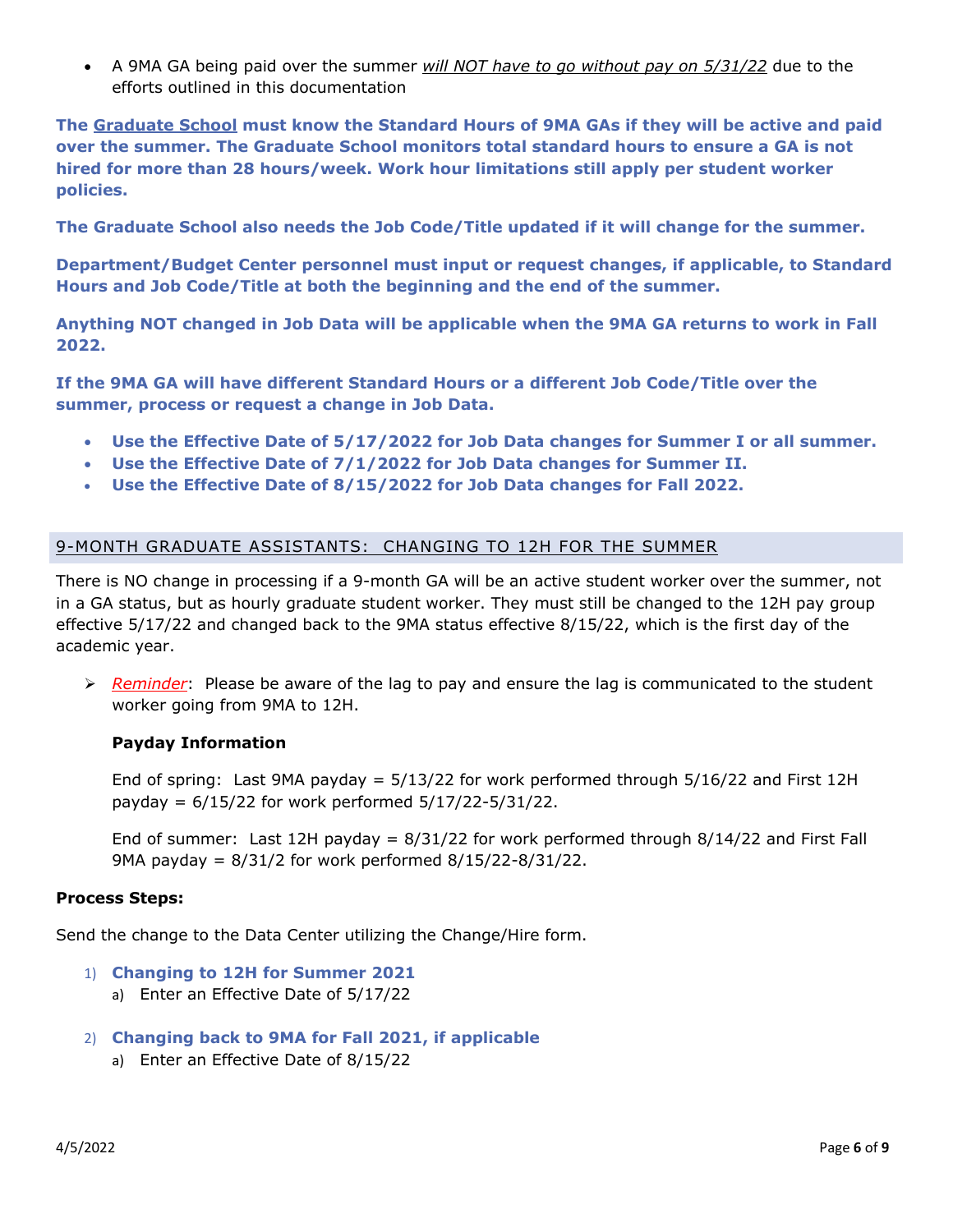- A 9MA GA being paid over the summer ***will NOT have to go without pay on 5/31/22*** due to the efforts outlined in this documentation

**The Graduate School must know the Standard Hours of 9MA GAs if they will be active and paid over the summer. The Graduate School monitors total standard hours to ensure a GA is not hired for more than 28 hours/week. Work hour limitations still apply per student worker policies.**

**The Graduate School also needs the Job Code/Title updated if it will change for the summer.**

**Department/Budget Center personnel must input or request changes, if applicable, to Standard Hours and Job Code/Title at both the beginning and the end of the summer.**

**Anything NOT changed in Job Data will be applicable when the 9MA GA returns to work in Fall 2022.**

**If the 9MA GA will have different Standard Hours or a different Job Code/Title over the summer, process or request a change in Job Data.**

- **Use the Effective Date of 5/17/2022 for Job Data changes for Summer I or all summer.**
- **Use the Effective Date of 7/1/2022 for Job Data changes for Summer II.**
- **Use the Effective Date of 8/15/2022 for Job Data changes for Fall 2022.**

## 9-MONTH GRADUATE ASSISTANTS: CHANGING TO 12H FOR THE SUMMER

There is NO change in processing if a 9-month GA will be an active student worker over the summer, not in a GA status, but as hourly graduate student worker. They must still be changed to the 12H pay group effective 5/17/22 and changed back to the 9MA status effective 8/15/22, which is the first day of the academic year.

- *Reminder*: Please be aware of the lag to pay and ensure the lag is communicated to the student worker going from 9MA to 12H.

  **Payday Information**

  End of spring: Last 9MA payday = 5/13/22 for work performed through 5/16/22 and First 12H payday = 6/15/22 for work performed 5/17/22-5/31/22.

  End of summer: Last 12H payday = 8/31/22 for work performed through 8/14/22 and First Fall 9MA payday = 8/31/2 for work performed 8/15/22-8/31/22.

**Process Steps:**

Send the change to the Data Center utilizing the Change/Hire form.

1) **Changing to 12H for Summer 2021**
   a) Enter an Effective Date of 5/17/22

2) **Changing back to 9MA for Fall 2021, if applicable**
   a) Enter an Effective Date of 8/15/22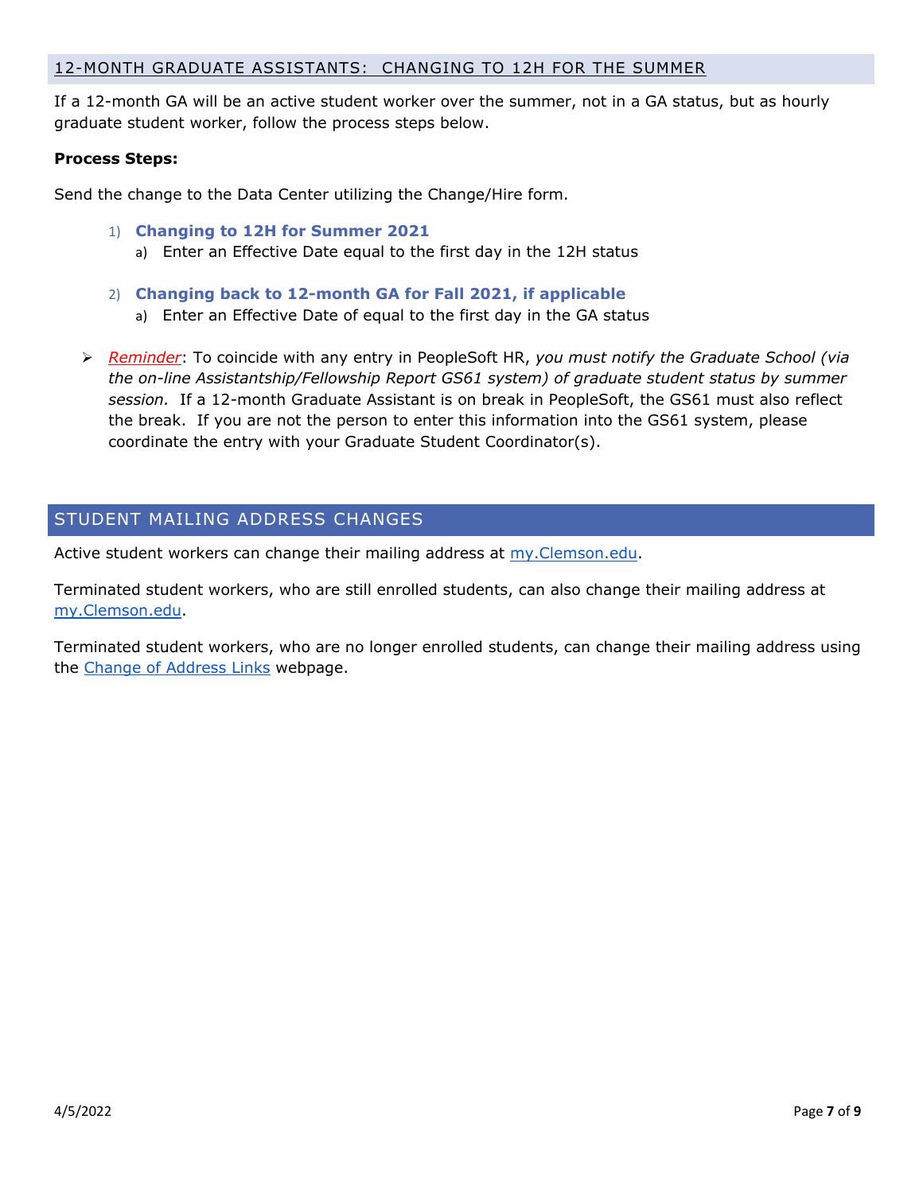## 12-MONTH GRADUATE ASSISTANTS: CHANGING TO 12H FOR THE SUMMER

If a 12-month GA will be an active student worker over the summer, not in a GA status, but as hourly graduate student worker, follow the process steps below.

**Process Steps:**

Send the change to the Data Center utilizing the Change/Hire form.

1) **Changing to 12H for Summer 2021**
   a) Enter an Effective Date equal to the first day in the 12H status

2) **Changing back to 12-month GA for Fall 2021, if applicable**
   a) Enter an Effective Date of equal to the first day in the GA status

- *Reminder*: To coincide with any entry in PeopleSoft HR, *you must notify the Graduate School (via the on-line Assistantship/Fellowship Report GS61 system) of graduate student status by summer session.* If a 12-month Graduate Assistant is on break in PeopleSoft, the GS61 must also reflect the break. If you are not the person to enter this information into the GS61 system, please coordinate the entry with your Graduate Student Coordinator(s).

## STUDENT MAILING ADDRESS CHANGES

Active student workers can change their mailing address at my.Clemson.edu.

Terminated student workers, who are still enrolled students, can also change their mailing address at my.Clemson.edu.

Terminated student workers, who are no longer enrolled students, can change their mailing address using the Change of Address Links webpage.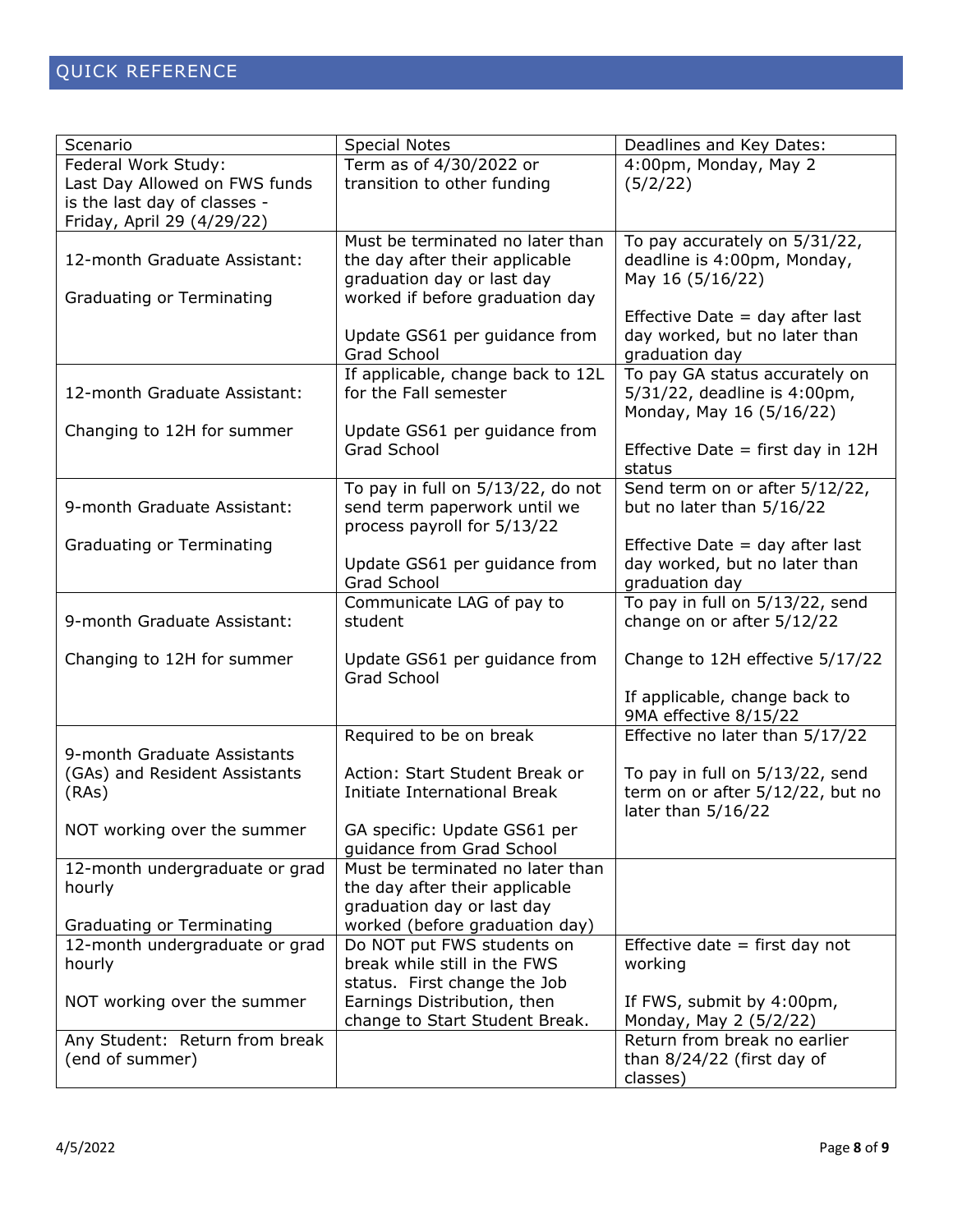## QUICK REFERENCE

| Scenario | Special Notes | Deadlines and Key Dates: |
|---|---|---|
| Federal Work Study: Last Day Allowed on FWS funds is the last day of classes - Friday, April 29 (4/29/22) | Term as of 4/30/2022 or transition to other funding | 4:00pm, Monday, May 2 (5/2/22) |
| 12-month Graduate Assistant: Graduating or Terminating | Must be terminated no later than the day after their applicable graduation day or last day worked if before graduation day<br><br>Update GS61 per guidance from Grad School | To pay accurately on 5/31/22, deadline is 4:00pm, Monday, May 16 (5/16/22)<br><br>Effective Date = day after last day worked, but no later than graduation day |
| 12-month Graduate Assistant: Changing to 12H for summer | If applicable, change back to 12L for the Fall semester<br><br>Update GS61 per guidance from Grad School | To pay GA status accurately on 5/31/22, deadline is 4:00pm, Monday, May 16 (5/16/22)<br><br>Effective Date = first day in 12H status |
| 9-month Graduate Assistant: Graduating or Terminating | To pay in full on 5/13/22, do not send term paperwork until we process payroll for 5/13/22<br><br>Update GS61 per guidance from Grad School | Send term on or after 5/12/22, but no later than 5/16/22<br><br>Effective Date = day after last day worked, but no later than graduation day |
| 9-month Graduate Assistant: Changing to 12H for summer | Communicate LAG of pay to student<br><br>Update GS61 per guidance from Grad School | To pay in full on 5/13/22, send change on or after 5/12/22<br><br>Change to 12H effective 5/17/22<br><br>If applicable, change back to 9MA effective 8/15/22 |
| 9-month Graduate Assistants (GAs) and Resident Assistants (RAs)<br><br>NOT working over the summer | Required to be on break<br><br>Action: Start Student Break or Initiate International Break<br><br>GA specific: Update GS61 per guidance from Grad School | Effective no later than 5/17/22<br><br>To pay in full on 5/13/22, send term on or after 5/12/22, but no later than 5/16/22 |
| 12-month undergraduate or grad hourly<br><br>Graduating or Terminating | Must be terminated no later than the day after their applicable graduation day or last day worked (before graduation day) | |
| 12-month undergraduate or grad hourly<br><br>NOT working over the summer | Do NOT put FWS students on break while still in the FWS status. First change the Job Earnings Distribution, then change to Start Student Break. | Effective date = first day not working<br><br>If FWS, submit by 4:00pm, Monday, May 2 (5/2/22) |
| Any Student: Return from break (end of summer) | | Return from break no earlier than 8/24/22 (first day of classes) |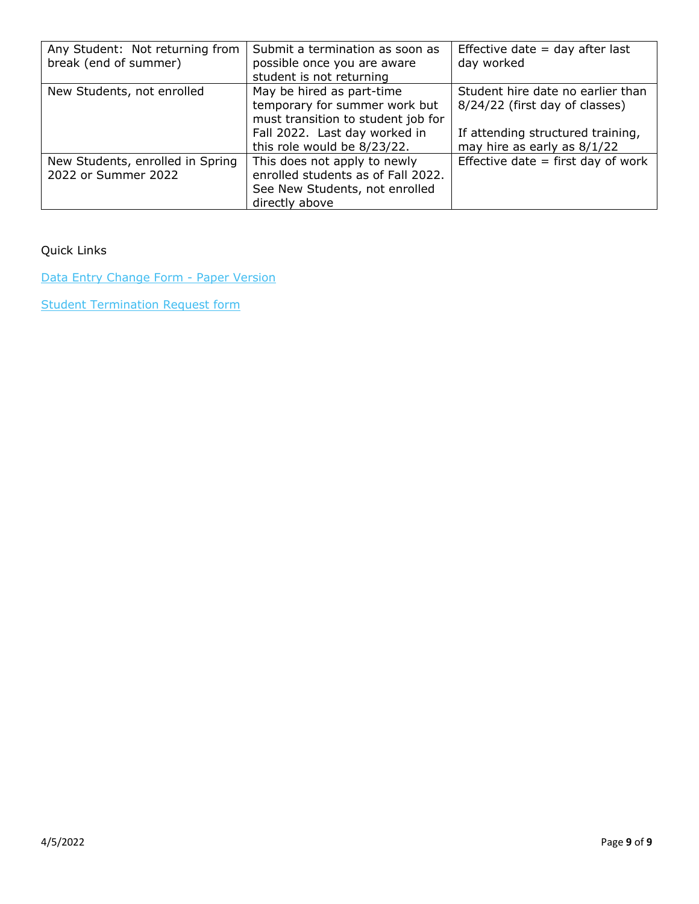| | | |
|---|---|---|
| Any Student: Not returning from break (end of summer) | Submit a termination as soon as possible once you are aware student is not returning | Effective date = day after last day worked |
| New Students, not enrolled | May be hired as part-time temporary for summer work but must transition to student job for Fall 2022. Last day worked in this role would be 8/23/22. | Student hire date no earlier than 8/24/22 (first day of classes)<br><br>If attending structured training, may hire as early as 8/1/22 |
| New Students, enrolled in Spring 2022 or Summer 2022 | This does not apply to newly enrolled students as of Fall 2022. See New Students, not enrolled directly above | Effective date = first day of work |

Quick Links

Data Entry Change Form - Paper Version

Student Termination Request form